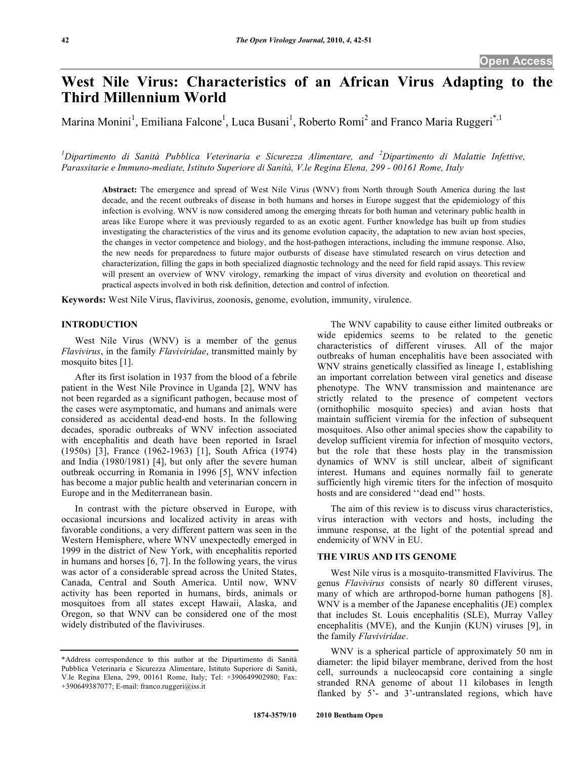# West Nile Virus: Characteristics of an African Virus Adapting to the Third Millennium World

Marina Monini[1], Emiliana Falcone[1], Luca Busani[1], Roberto Romi[2] and Franco Maria Ruggeri[*,1]

[1]*Dipartimento di Sanità Pubblica Veterinaria e Sicurezza Alimentare, and* [2]*Dipartimento di Malattie Infettive, Parassitarie e Immuno-mediate, Istituto Superiore di Sanità, V.le Regina Elena, 299 - 00161 Rome, Italy*

**Abstract:** The emergence and spread of West Nile Virus (WNV) from North through South America during the last decade, and the recent outbreaks of disease in both humans and horses in Europe suggest that the epidemiology of this infection is evolving. WNV is now considered among the emerging threats for both human and veterinary public health in areas like Europe where it was previously regarded to as an exotic agent. Further knowledge has built up from studies investigating the characteristics of the virus and its genome evolution capacity, the adaptation to new avian host species, the changes in vector competence and biology, and the host-pathogen interactions, including the immune response. Also, the new needs for preparedness to future major outbursts of disease have stimulated research on virus detection and characterization, filling the gaps in both specialized diagnostic technology and the need for field rapid assays. This review will present an overview of WNV virology, remarking the impact of virus diversity and evolution on theoretical and practical aspects involved in both risk definition, detection and control of infection.

**Keywords:** West Nile Virus, flavivirus, zoonosis, genome, evolution, immunity, virulence.

## INTRODUCTION

West Nile Virus (WNV) is a member of the genus *Flavivirus*, in the family *Flaviviridae*, transmitted mainly by mosquito bites [1].

After its first isolation in 1937 from the blood of a febrile patient in the West Nile Province in Uganda [2], WNV has not been regarded as a significant pathogen, because most of the cases were asymptomatic, and humans and animals were considered as accidental dead-end hosts. In the following decades, sporadic outbreaks of WNV infection associated with encephalitis and death have been reported in Israel (1950s) [3], France (1962-1963) [1], South Africa (1974) and India (1980/1981) [4], but only after the severe human outbreak occurring in Romania in 1996 [5], WNV infection has become a major public health and veterinarian concern in Europe and in the Mediterranean basin.

In contrast with the picture observed in Europe, with occasional incursions and localized activity in areas with favorable conditions, a very different pattern was seen in the Western Hemisphere, where WNV unexpectedly emerged in 1999 in the district of New York, with encephalitis reported in humans and horses [6, 7]. In the following years, the virus was actor of a considerable spread across the United States, Canada, Central and South America. Until now, WNV activity has been reported in humans, birds, animals or mosquitoes from all states except Hawaii, Alaska, and Oregon, so that WNV can be considered one of the most widely distributed of the flaviviruses.

The WNV capability to cause either limited outbreaks or wide epidemics seems to be related to the genetic characteristics of different viruses. All of the major outbreaks of human encephalitis have been associated with WNV strains genetically classified as lineage 1, establishing an important correlation between viral genetics and disease phenotype. The WNV transmission and maintenance are strictly related to the presence of competent vectors (ornithophilic mosquito species) and avian hosts that maintain sufficient viremia for the infection of subsequent mosquitoes. Also other animal species show the capability to develop sufficient viremia for infection of mosquito vectors, but the role that these hosts play in the transmission dynamics of WNV is still unclear, albeit of significant interest. Humans and equines normally fail to generate sufficiently high viremic titers for the infection of mosquito hosts and are considered ''dead end'' hosts.

The aim of this review is to discuss virus characteristics, virus interaction with vectors and hosts, including the immune response, at the light of the potential spread and endemicity of WNV in EU.

## THE VIRUS AND ITS GENOME

West Nile virus is a mosquito-transmitted Flavivirus. The genus *Flavivirus* consists of nearly 80 different viruses, many of which are arthropod-borne human pathogens [8]. WNV is a member of the Japanese encephalitis (JE) complex that includes St. Louis encephalitis (SLE), Murray Valley encephalitis (MVE), and the Kunjin (KUN) viruses [9], in the family *Flaviviridae*.

WNV is a spherical particle of approximately 50 nm in diameter: the lipid bilayer membrane, derived from the host cell, surrounds a nucleocapsid core containing a single stranded RNA genome of about 11 kilobases in length flanked by 5'- and 3'-untranslated regions, which have

*Address correspondence to this author at the Dipartimento di Sanità Pubblica Veterinaria e Sicurezza Alimentare, Istituto Superiore di Sanità, V.le Regina Elena, 299, 00161 Rome, Italy; Tel: +390649902980; Fax: +390649387077; E-mail: franco.ruggeri@iss.it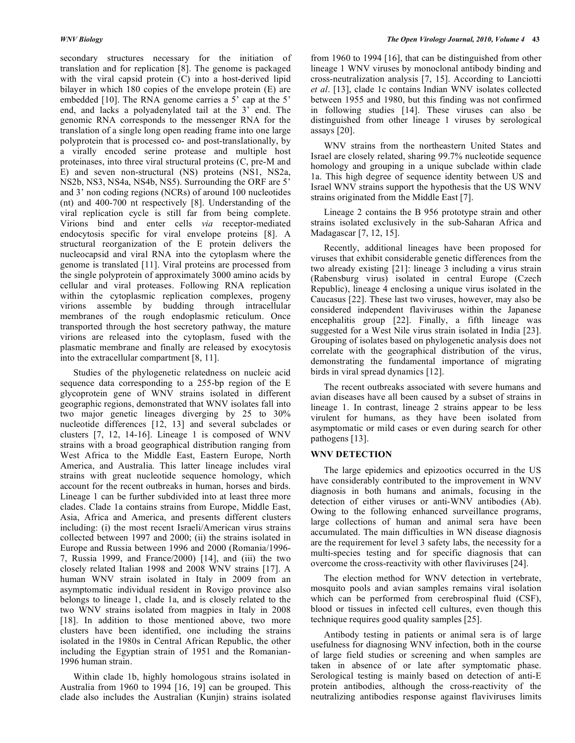secondary structures necessary for the initiation of translation and for replication [8]. The genome is packaged with the viral capsid protein (C) into a host-derived lipid bilayer in which 180 copies of the envelope protein (E) are embedded [10]. The RNA genome carries a 5' cap at the 5' end, and lacks a polyadenylated tail at the 3' end. The genomic RNA corresponds to the messenger RNA for the translation of a single long open reading frame into one large polyprotein that is processed co- and post-translationally, by a virally encoded serine protease and multiple host proteinases, into three viral structural proteins (C, pre-M and E) and seven non-structural (NS) proteins (NS1, NS2a, NS2b, NS3, NS4a, NS4b, NS5). Surrounding the ORF are 5' and 3' non coding regions (NCRs) of around 100 nucleotides (nt) and 400-700 nt respectively [8]. Understanding of the viral replication cycle is still far from being complete. Virions bind and enter cells *via* receptor-mediated endocytosis specific for viral envelope proteins [8]. A structural reorganization of the E protein delivers the nucleocapsid and viral RNA into the cytoplasm where the genome is translated [11]. Viral proteins are processed from the single polyprotein of approximately 3000 amino acids by cellular and viral proteases. Following RNA replication within the cytoplasmic replication complexes, progeny virions assemble by budding through intracellular membranes of the rough endoplasmic reticulum. Once transported through the host secretory pathway, the mature virions are released into the cytoplasm, fused with the plasmatic membrane and finally are released by exocytosis into the extracellular compartment [8, 11].

Studies of the phylogenetic relatedness on nucleic acid sequence data corresponding to a 255-bp region of the E glycoprotein gene of WNV strains isolated in different geographic regions, demonstrated that WNV isolates fall into two major genetic lineages diverging by 25 to 30% nucleotide differences [12, 13] and several subclades or clusters [7, 12, 14-16]. Lineage 1 is composed of WNV strains with a broad geographical distribution ranging from West Africa to the Middle East, Eastern Europe, North America, and Australia. This latter lineage includes viral strains with great nucleotide sequence homology, which account for the recent outbreaks in human, horses and birds. Lineage 1 can be further subdivided into at least three more clades. Clade 1a contains strains from Europe, Middle East, Asia, Africa and America, and presents different clusters including: (i) the most recent Israeli/American virus strains collected between 1997 and 2000; (ii) the strains isolated in Europe and Russia between 1996 and 2000 (Romania/1996-7, Russia 1999, and France/2000) [14], and (iii) the two closely related Italian 1998 and 2008 WNV strains [17]. A human WNV strain isolated in Italy in 2009 from an asymptomatic individual resident in Rovigo province also belongs to lineage 1, clade 1a, and is closely related to the two WNV strains isolated from magpies in Italy in 2008 [18]. In addition to those mentioned above, two more clusters have been identified, one including the strains isolated in the 1980s in Central African Republic, the other including the Egyptian strain of 1951 and the Romanian-1996 human strain.

Within clade 1b, highly homologous strains isolated in Australia from 1960 to 1994 [16, 19] can be grouped. This clade also includes the Australian (Kunjin) strains isolated from 1960 to 1994 [16], that can be distinguished from other lineage 1 WNV viruses by monoclonal antibody binding and cross-neutralization analysis [7, 15]. According to Lanciotti *et al*. [13], clade 1c contains Indian WNV isolates collected between 1955 and 1980, but this finding was not confirmed in following studies [14]. These viruses can also be distinguished from other lineage 1 viruses by serological assays [20].

WNV strains from the northeastern United States and Israel are closely related, sharing 99.7% nucleotide sequence homology and grouping in a unique subclade within clade 1a. This high degree of sequence identity between US and Israel WNV strains support the hypothesis that the US WNV strains originated from the Middle East [7].

Lineage 2 contains the B 956 prototype strain and other strains isolated exclusively in the sub-Saharan Africa and Madagascar [7, 12, 15].

Recently, additional lineages have been proposed for viruses that exhibit considerable genetic differences from the two already existing [21]: lineage 3 including a virus strain (Rabensburg virus) isolated in central Europe (Czech Republic), lineage 4 enclosing a unique virus isolated in the Caucasus [22]. These last two viruses, however, may also be considered independent flaviviruses within the Japanese encephalitis group [22]. Finally, a fifth lineage was suggested for a West Nile virus strain isolated in India [23]. Grouping of isolates based on phylogenetic analysis does not correlate with the geographical distribution of the virus, demonstrating the fundamental importance of migrating birds in viral spread dynamics [12].

The recent outbreaks associated with severe humans and avian diseases have all been caused by a subset of strains in lineage 1. In contrast, lineage 2 strains appear to be less virulent for humans, as they have been isolated from asymptomatic or mild cases or even during search for other pathogens [13].

## WNV DETECTION

The large epidemics and epizootics occurred in the US have considerably contributed to the improvement in WNV diagnosis in both humans and animals, focusing in the detection of either viruses or anti-WNV antibodies (Ab). Owing to the following enhanced surveillance programs, large collections of human and animal sera have been accumulated. The main difficulties in WN disease diagnosis are the requirement for level 3 safety labs, the necessity for a multi-species testing and for specific diagnosis that can overcome the cross-reactivity with other flaviviruses [24].

The election method for WNV detection in vertebrate, mosquito pools and avian samples remains viral isolation which can be performed from cerebrospinal fluid (CSF), blood or tissues in infected cell cultures, even though this technique requires good quality samples [25].

Antibody testing in patients or animal sera is of large usefulness for diagnosing WNV infection, both in the course of large field studies or screening and when samples are taken in absence of or late after symptomatic phase. Serological testing is mainly based on detection of anti-E protein antibodies, although the cross-reactivity of the neutralizing antibodies response against flaviviruses limits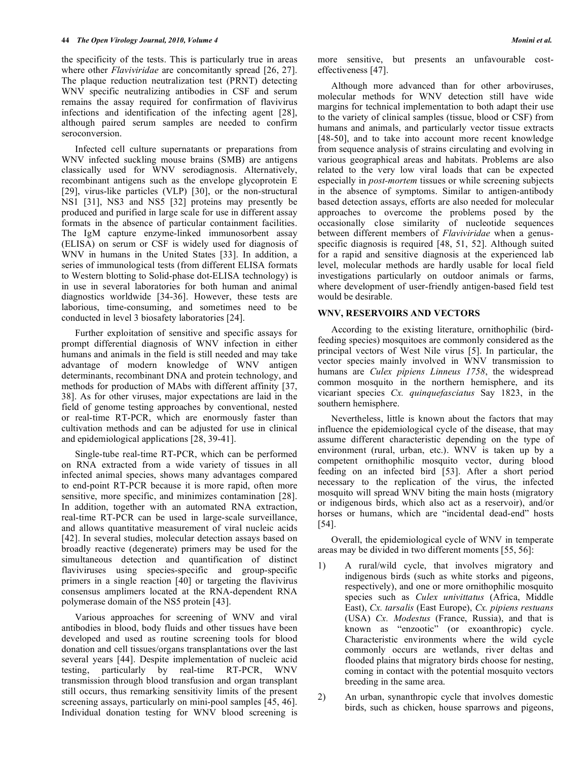the specificity of the tests. This is particularly true in areas where other *Flaviviridae* are concomitantly spread [26, 27]. The plaque reduction neutralization test (PRNT) detecting WNV specific neutralizing antibodies in CSF and serum remains the assay required for confirmation of flavivirus infections and identification of the infecting agent [28], although paired serum samples are needed to confirm seroconversion.

Infected cell culture supernatants or preparations from WNV infected suckling mouse brains (SMB) are antigens classically used for WNV serodiagnosis. Alternatively, recombinant antigens such as the envelope glycoprotein E [29], virus-like particles (VLP) [30], or the non-structural NS1 [31], NS3 and NS5 [32] proteins may presently be produced and purified in large scale for use in different assay formats in the absence of particular containment facilities. The IgM capture enzyme-linked immunosorbent assay (ELISA) on serum or CSF is widely used for diagnosis of WNV in humans in the United States [33]. In addition, a series of immunological tests (from different ELISA formats to Western blotting to Solid-phase dot-ELISA technology) is in use in several laboratories for both human and animal diagnostics worldwide [34-36]. However, these tests are laborious, time-consuming, and sometimes need to be conducted in level 3 biosafety laboratories [24].

Further exploitation of sensitive and specific assays for prompt differential diagnosis of WNV infection in either humans and animals in the field is still needed and may take advantage of modern knowledge of WNV antigen determinants, recombinant DNA and protein technology, and methods for production of MAbs with different affinity [37, 38]. As for other viruses, major expectations are laid in the field of genome testing approaches by conventional, nested or real-time RT-PCR, which are enormously faster than cultivation methods and can be adjusted for use in clinical and epidemiological applications [28, 39-41].

Single-tube real-time RT-PCR, which can be performed on RNA extracted from a wide variety of tissues in all infected animal species, shows many advantages compared to end-point RT-PCR because it is more rapid, often more sensitive, more specific, and minimizes contamination [28]. In addition, together with an automated RNA extraction, real-time RT-PCR can be used in large-scale surveillance, and allows quantitative measurement of viral nucleic acids [42]. In several studies, molecular detection assays based on broadly reactive (degenerate) primers may be used for the simultaneous detection and quantification of distinct flaviviruses using species-specific and group-specific primers in a single reaction [40] or targeting the flavivirus consensus amplimers located at the RNA-dependent RNA polymerase domain of the NS5 protein [43].

Various approaches for screening of WNV and viral antibodies in blood, body fluids and other tissues have been developed and used as routine screening tools for blood donation and cell tissues/organs transplantations over the last several years [44]. Despite implementation of nucleic acid testing, particularly by real-time RT-PCR, WNV transmission through blood transfusion and organ transplant still occurs, thus remarking sensitivity limits of the present screening assays, particularly on mini-pool samples [45, 46]. Individual donation testing for WNV blood screening is more sensitive, but presents an unfavourable cost-effectiveness [47].

Although more advanced than for other arboviruses, molecular methods for WNV detection still have wide margins for technical implementation to both adapt their use to the variety of clinical samples (tissue, blood or CSF) from humans and animals, and particularly vector tissue extracts [48-50], and to take into account more recent knowledge from sequence analysis of strains circulating and evolving in various geographical areas and habitats. Problems are also related to the very low viral loads that can be expected especially in *post-mortem* tissues or while screening subjects in the absence of symptoms. Similar to antigen-antibody based detection assays, efforts are also needed for molecular approaches to overcome the problems posed by the occasionally close similarity of nucleotide sequences between different members of *Flaviviridae* when a genus-specific diagnosis is required [48, 51, 52]. Although suited for a rapid and sensitive diagnosis at the experienced lab level, molecular methods are hardly usable for local field investigations particularly on outdoor animals or farms, where development of user-friendly antigen-based field test would be desirable.

## WNV, RESERVOIRS AND VECTORS

According to the existing literature, ornithophilic (bird-feeding species) mosquitoes are commonly considered as the principal vectors of West Nile virus [5]. In particular, the vector species mainly involved in WNV transmission to humans are *Culex pipiens Linneus 1758*, the widespread common mosquito in the northern hemisphere, and its vicariant species *Cx. quinquefasciatus* Say 1823, in the southern hemisphere.

Nevertheless, little is known about the factors that may influence the epidemiological cycle of the disease, that may assume different characteristic depending on the type of environment (rural, urban, etc.). WNV is taken up by a competent ornithophilic mosquito vector, during blood feeding on an infected bird [53]. After a short period necessary to the replication of the virus, the infected mosquito will spread WNV biting the main hosts (migratory or indigenous birds, which also act as a reservoir), and/or horses or humans, which are "incidental dead-end" hosts [54].

Overall, the epidemiological cycle of WNV in temperate areas may be divided in two different moments [55, 56]:

1) A rural/wild cycle, that involves migratory and indigenous birds (such as white storks and pigeons, respectively), and one or more ornithophilic mosquito species such as *Culex univittatus* (Africa, Middle East), *Cx. tarsalis* (East Europe), *Cx. pipiens restuans* (USA) *Cx. Modestus* (France, Russia), and that is known as "enzootic" (or exoanthropic) cycle. Characteristic environments where the wild cycle commonly occurs are wetlands, river deltas and flooded plains that migratory birds choose for nesting, coming in contact with the potential mosquito vectors breeding in the same area.

2) An urban, synanthropic cycle that involves domestic birds, such as chicken, house sparrows and pigeons,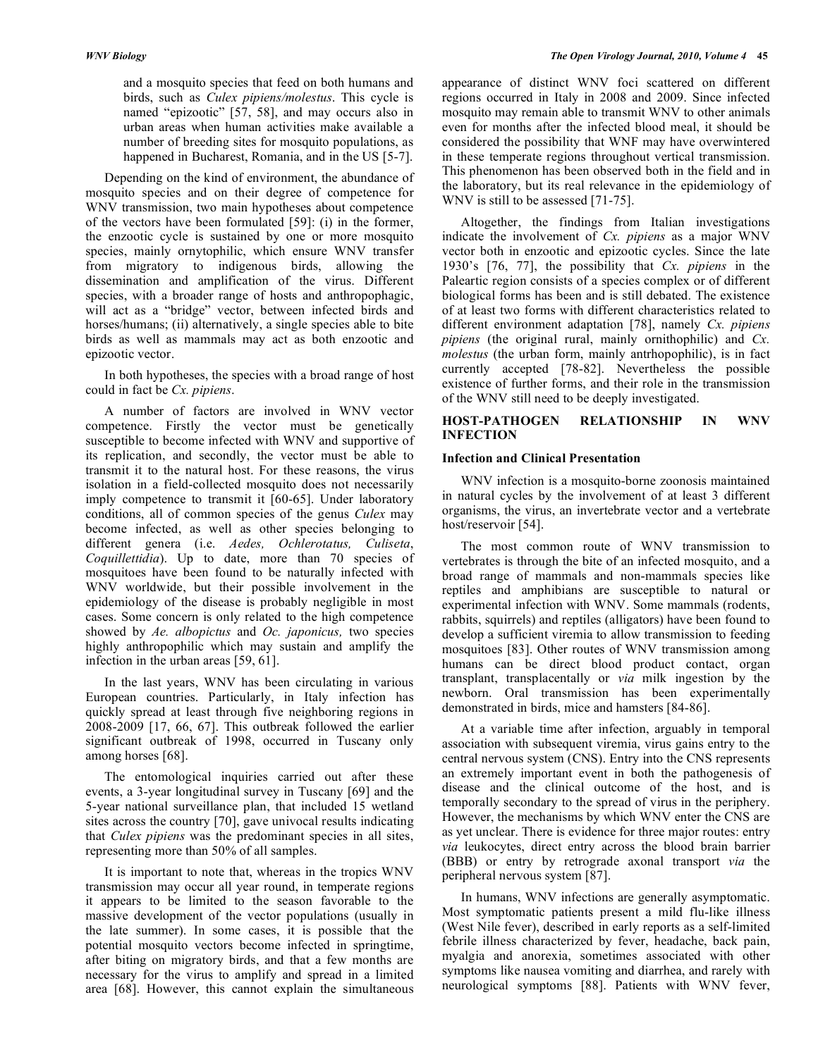and a mosquito species that feed on both humans and birds, such as *Culex pipiens/molestus*. This cycle is named "epizootic" [57, 58], and may occurs also in urban areas when human activities make available a number of breeding sites for mosquito populations, as happened in Bucharest, Romania, and in the US [5-7].

Depending on the kind of environment, the abundance of mosquito species and on their degree of competence for WNV transmission, two main hypotheses about competence of the vectors have been formulated [59]: (i) in the former, the enzootic cycle is sustained by one or more mosquito species, mainly ornytophilic, which ensure WNV transfer from migratory to indigenous birds, allowing the dissemination and amplification of the virus. Different species, with a broader range of hosts and anthropophagic, will act as a "bridge" vector, between infected birds and horses/humans; (ii) alternatively, a single species able to bite birds as well as mammals may act as both enzootic and epizootic vector.

In both hypotheses, the species with a broad range of host could in fact be *Cx. pipiens*.

A number of factors are involved in WNV vector competence. Firstly the vector must be genetically susceptible to become infected with WNV and supportive of its replication, and secondly, the vector must be able to transmit it to the natural host. For these reasons, the virus isolation in a field-collected mosquito does not necessarily imply competence to transmit it [60-65]. Under laboratory conditions, all of common species of the genus *Culex* may become infected, as well as other species belonging to different genera (i.e. *Aedes, Ochlerotatus, Culiseta*, *Coquillettidia*). Up to date, more than 70 species of mosquitoes have been found to be naturally infected with WNV worldwide, but their possible involvement in the epidemiology of the disease is probably negligible in most cases. Some concern is only related to the high competence showed by *Ae. albopictus* and *Oc. japonicus,* two species highly anthropophilic which may sustain and amplify the infection in the urban areas [59, 61].

In the last years, WNV has been circulating in various European countries. Particularly, in Italy infection has quickly spread at least through five neighboring regions in 2008-2009 [17, 66, 67]. This outbreak followed the earlier significant outbreak of 1998, occurred in Tuscany only among horses [68].

The entomological inquiries carried out after these events, a 3-year longitudinal survey in Tuscany [69] and the 5-year national surveillance plan, that included 15 wetland sites across the country [70], gave univocal results indicating that *Culex pipiens* was the predominant species in all sites, representing more than 50% of all samples.

It is important to note that, whereas in the tropics WNV transmission may occur all year round, in temperate regions it appears to be limited to the season favorable to the massive development of the vector populations (usually in the late summer). In some cases, it is possible that the potential mosquito vectors become infected in springtime, after biting on migratory birds, and that a few months are necessary for the virus to amplify and spread in a limited area [68]. However, this cannot explain the simultaneous appearance of distinct WNV foci scattered on different regions occurred in Italy in 2008 and 2009. Since infected mosquito may remain able to transmit WNV to other animals even for months after the infected blood meal, it should be considered the possibility that WNF may have overwintered in these temperate regions throughout vertical transmission. This phenomenon has been observed both in the field and in the laboratory, but its real relevance in the epidemiology of WNV is still to be assessed [71-75].

Altogether, the findings from Italian investigations indicate the involvement of *Cx. pipiens* as a major WNV vector both in enzootic and epizootic cycles. Since the late 1930's [76, 77], the possibility that *Cx. pipiens* in the Paleartic region consists of a species complex or of different biological forms has been and is still debated. The existence of at least two forms with different characteristics related to different environment adaptation [78], namely *Cx. pipiens pipiens* (the original rural, mainly ornithophilic) and *Cx. molestus* (the urban form, mainly antrhopophilic), is in fact currently accepted [78-82]. Nevertheless the possible existence of further forms, and their role in the transmission of the WNV still need to be deeply investigated.

## HOST-PATHOGEN RELATIONSHIP IN WNV INFECTION

### Infection and Clinical Presentation

WNV infection is a mosquito-borne zoonosis maintained in natural cycles by the involvement of at least 3 different organisms, the virus, an invertebrate vector and a vertebrate host/reservoir [54].

The most common route of WNV transmission to vertebrates is through the bite of an infected mosquito, and a broad range of mammals and non-mammals species like reptiles and amphibians are susceptible to natural or experimental infection with WNV. Some mammals (rodents, rabbits, squirrels) and reptiles (alligators) have been found to develop a sufficient viremia to allow transmission to feeding mosquitoes [83]. Other routes of WNV transmission among humans can be direct blood product contact, organ transplant, transplacentally or *via* milk ingestion by the newborn. Oral transmission has been experimentally demonstrated in birds, mice and hamsters [84-86].

At a variable time after infection, arguably in temporal association with subsequent viremia, virus gains entry to the central nervous system (CNS). Entry into the CNS represents an extremely important event in both the pathogenesis of disease and the clinical outcome of the host, and is temporally secondary to the spread of virus in the periphery. However, the mechanisms by which WNV enter the CNS are as yet unclear. There is evidence for three major routes: entry *via* leukocytes, direct entry across the blood brain barrier (BBB) or entry by retrograde axonal transport *via* the peripheral nervous system [87].

In humans, WNV infections are generally asymptomatic. Most symptomatic patients present a mild flu-like illness (West Nile fever), described in early reports as a self-limited febrile illness characterized by fever, headache, back pain, myalgia and anorexia, sometimes associated with other symptoms like nausea vomiting and diarrhea, and rarely with neurological symptoms [88]. Patients with WNV fever,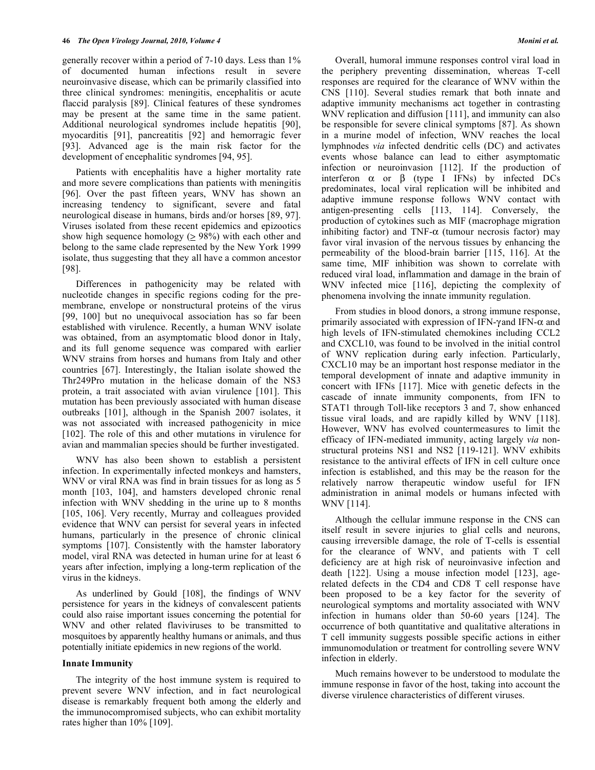generally recover within a period of 7-10 days. Less than 1% of documented human infections result in severe neuroinvasive disease, which can be primarily classified into three clinical syndromes: meningitis, encephalitis or acute flaccid paralysis [89]. Clinical features of these syndromes may be present at the same time in the same patient. Additional neurological syndromes include hepatitis [90], myocarditis [91], pancreatitis [92] and hemorragic fever [93]. Advanced age is the main risk factor for the development of encephalitic syndromes [94, 95].

Patients with encephalitis have a higher mortality rate and more severe complications than patients with meningitis [96]. Over the past fifteen years, WNV has shown an increasing tendency to significant, severe and fatal neurological disease in humans, birds and/or horses [89, 97]. Viruses isolated from these recent epidemics and epizootics show high sequence homology ($\geq$ 98%) with each other and belong to the same clade represented by the New York 1999 isolate, thus suggesting that they all have a common ancestor [98].

Differences in pathogenicity may be related with nucleotide changes in specific regions coding for the pre-membrane, envelope or nonstructural proteins of the virus [99, 100] but no unequivocal association has so far been established with virulence. Recently, a human WNV isolate was obtained, from an asymptomatic blood donor in Italy, and its full genome sequence was compared with earlier WNV strains from horses and humans from Italy and other countries [67]. Interestingly, the Italian isolate showed the Thr249Pro mutation in the helicase domain of the NS3 protein, a trait associated with avian virulence [101]. This mutation has been previously associated with human disease outbreaks [101], although in the Spanish 2007 isolates, it was not associated with increased pathogenicity in mice [102]. The role of this and other mutations in virulence for avian and mammalian species should be further investigated.

WNV has also been shown to establish a persistent infection. In experimentally infected monkeys and hamsters, WNV or viral RNA was find in brain tissues for as long as 5 month [103, 104], and hamsters developed chronic renal infection with WNV shedding in the urine up to 8 months [105, 106]. Very recently, Murray and colleagues provided evidence that WNV can persist for several years in infected humans, particularly in the presence of chronic clinical symptoms [107]. Consistently with the hamster laboratory model, viral RNA was detected in human urine for at least 6 years after infection, implying a long-term replication of the virus in the kidneys.

As underlined by Gould [108], the findings of WNV persistence for years in the kidneys of convalescent patients could also raise important issues concerning the potential for WNV and other related flaviviruses to be transmitted to mosquitoes by apparently healthy humans or animals, and thus potentially initiate epidemics in new regions of the world.

## Innate Immunity

The integrity of the host immune system is required to prevent severe WNV infection, and in fact neurological disease is remarkably frequent both among the elderly and the immunocompromised subjects, who can exhibit mortality rates higher than 10% [109].

Overall, humoral immune responses control viral load in the periphery preventing dissemination, whereas T-cell responses are required for the clearance of WNV within the CNS [110]. Several studies remark that both innate and adaptive immunity mechanisms act together in contrasting WNV replication and diffusion [111], and immunity can also be responsible for severe clinical symptoms [87]. As shown in a murine model of infection, WNV reaches the local lymphnodes *via* infected dendritic cells (DC) and activates events whose balance can lead to either asymptomatic infection or neuroinvasion [112]. If the production of interferon $\alpha$ or $\beta$ (type I IFNs) by infected DCs predominates, local viral replication will be inhibited and adaptive immune response follows WNV contact with antigen-presenting cells [113, 114]. Conversely, the production of cytokines such as MIF (macrophage migration inhibiting factor) and TNF-$\alpha$ (tumour necrosis factor) may favor viral invasion of the nervous tissues by enhancing the permeability of the blood-brain barrier [115, 116]. At the same time, MIF inhibition was shown to correlate with reduced viral load, inflammation and damage in the brain of WNV infected mice [116], depicting the complexity of phenomena involving the innate immunity regulation.

From studies in blood donors, a strong immune response, primarily associated with expression of IFN-$\gamma$ and IFN-$\alpha$ and high levels of IFN-stimulated chemokines including CCL2 and CXCL10, was found to be involved in the initial control of WNV replication during early infection. Particularly, CXCL10 may be an important host response mediator in the temporal development of innate and adaptive immunity in concert with IFNs [117]. Mice with genetic defects in the cascade of innate immunity components, from IFN to STAT1 through Toll-like receptors 3 and 7, show enhanced tissue viral loads, and are rapidly killed by WNV [118]. However, WNV has evolved countermeasures to limit the efficacy of IFN-mediated immunity, acting largely *via* non-structural proteins NS1 and NS2 [119-121]. WNV exhibits resistance to the antiviral effects of IFN in cell culture once infection is established, and this may be the reason for the relatively narrow therapeutic window useful for IFN administration in animal models or humans infected with WNV [114].

Although the cellular immune response in the CNS can itself result in severe injuries to glial cells and neurons, causing irreversible damage, the role of T-cells is essential for the clearance of WNV, and patients with T cell deficiency are at high risk of neuroinvasive infection and death [122]. Using a mouse infection model [123], age-related defects in the CD4 and CD8 T cell response have been proposed to be a key factor for the severity of neurological symptoms and mortality associated with WNV infection in humans older than 50-60 years [124]. The occurrence of both quantitative and qualitative alterations in T cell immunity suggests possible specific actions in either immunomodulation or treatment for controlling severe WNV infection in elderly.

Much remains however to be understood to modulate the immune response in favor of the host, taking into account the diverse virulence characteristics of different viruses.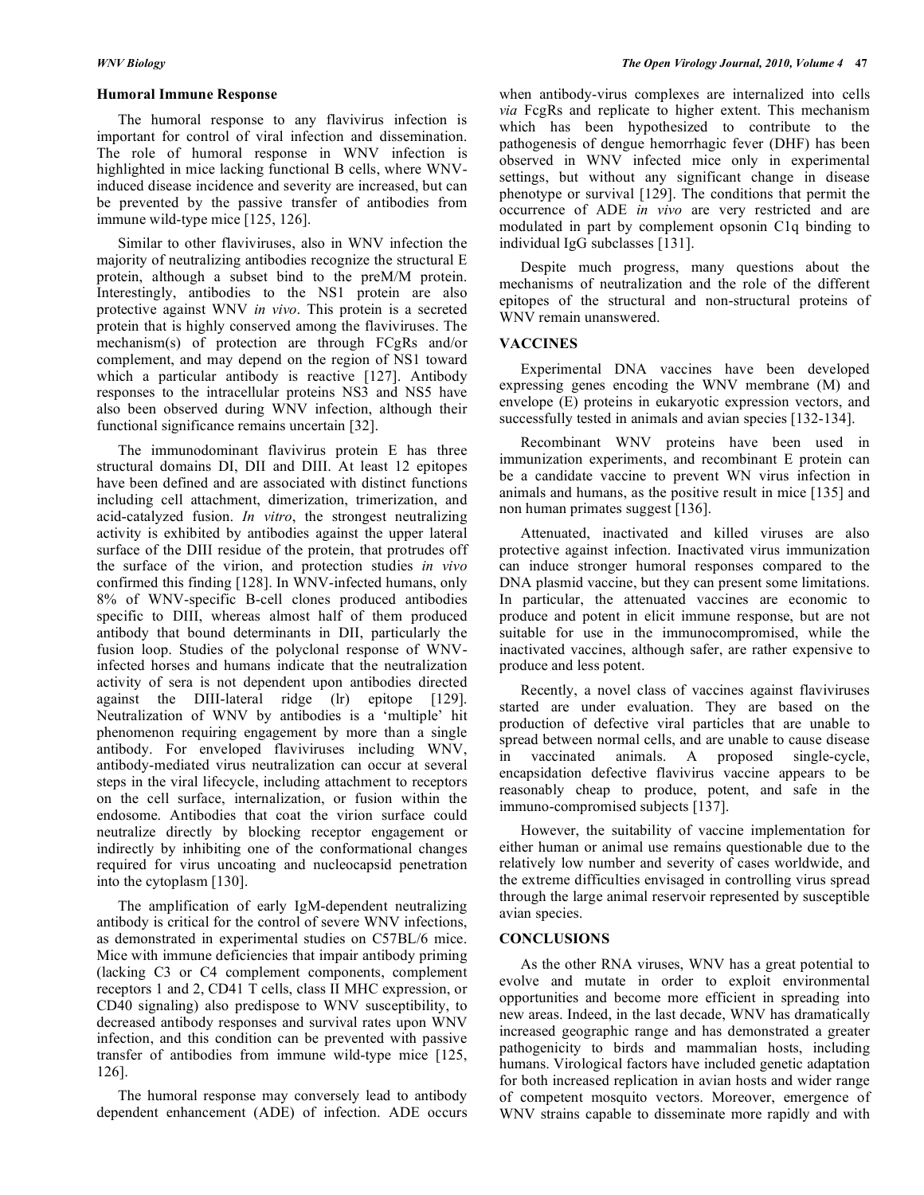### Humoral Immune Response

The humoral response to any flavivirus infection is important for control of viral infection and dissemination. The role of humoral response in WNV infection is highlighted in mice lacking functional B cells, where WNV-induced disease incidence and severity are increased, but can be prevented by the passive transfer of antibodies from immune wild-type mice [125, 126].

Similar to other flaviviruses, also in WNV infection the majority of neutralizing antibodies recognize the structural E protein, although a subset bind to the preM/M protein. Interestingly, antibodies to the NS1 protein are also protective against WNV *in vivo*. This protein is a secreted protein that is highly conserved among the flaviviruses. The mechanism(s) of protection are through FCgRs and/or complement, and may depend on the region of NS1 toward which a particular antibody is reactive [127]. Antibody responses to the intracellular proteins NS3 and NS5 have also been observed during WNV infection, although their functional significance remains uncertain [32].

The immunodominant flavivirus protein E has three structural domains DI, DII and DIII. At least 12 epitopes have been defined and are associated with distinct functions including cell attachment, dimerization, trimerization, and acid-catalyzed fusion. *In vitro*, the strongest neutralizing activity is exhibited by antibodies against the upper lateral surface of the DIII residue of the protein, that protrudes off the surface of the virion, and protection studies *in vivo* confirmed this finding [128]. In WNV-infected humans, only 8% of WNV-specific B-cell clones produced antibodies specific to DIII, whereas almost half of them produced antibody that bound determinants in DII, particularly the fusion loop. Studies of the polyclonal response of WNV-infected horses and humans indicate that the neutralization activity of sera is not dependent upon antibodies directed against the DIII-lateral ridge (lr) epitope [129]. Neutralization of WNV by antibodies is a 'multiple' hit phenomenon requiring engagement by more than a single antibody. For enveloped flaviviruses including WNV, antibody-mediated virus neutralization can occur at several steps in the viral lifecycle, including attachment to receptors on the cell surface, internalization, or fusion within the endosome. Antibodies that coat the virion surface could neutralize directly by blocking receptor engagement or indirectly by inhibiting one of the conformational changes required for virus uncoating and nucleocapsid penetration into the cytoplasm [130].

The amplification of early IgM-dependent neutralizing antibody is critical for the control of severe WNV infections, as demonstrated in experimental studies on C57BL/6 mice. Mice with immune deficiencies that impair antibody priming (lacking C3 or C4 complement components, complement receptors 1 and 2, CD41 T cells, class II MHC expression, or CD40 signaling) also predispose to WNV susceptibility, to decreased antibody responses and survival rates upon WNV infection, and this condition can be prevented with passive transfer of antibodies from immune wild-type mice [125, 126].

The humoral response may conversely lead to antibody dependent enhancement (ADE) of infection. ADE occurs when antibody-virus complexes are internalized into cells *via* FcgRs and replicate to higher extent. This mechanism which has been hypothesized to contribute to the pathogenesis of dengue hemorrhagic fever (DHF) has been observed in WNV infected mice only in experimental settings, but without any significant change in disease phenotype or survival [129]. The conditions that permit the occurrence of ADE *in vivo* are very restricted and are modulated in part by complement opsonin C1q binding to individual IgG subclasses [131].

Despite much progress, many questions about the mechanisms of neutralization and the role of the different epitopes of the structural and non-structural proteins of WNV remain unanswered.

## VACCINES

Experimental DNA vaccines have been developed expressing genes encoding the WNV membrane (M) and envelope (E) proteins in eukaryotic expression vectors, and successfully tested in animals and avian species [132-134].

Recombinant WNV proteins have been used in immunization experiments, and recombinant E protein can be a candidate vaccine to prevent WN virus infection in animals and humans, as the positive result in mice [135] and non human primates suggest [136].

Attenuated, inactivated and killed viruses are also protective against infection. Inactivated virus immunization can induce stronger humoral responses compared to the DNA plasmid vaccine, but they can present some limitations. In particular, the attenuated vaccines are economic to produce and potent in elicit immune response, but are not suitable for use in the immunocompromised, while the inactivated vaccines, although safer, are rather expensive to produce and less potent.

Recently, a novel class of vaccines against flaviviruses started are under evaluation. They are based on the production of defective viral particles that are unable to spread between normal cells, and are unable to cause disease in vaccinated animals. A proposed single-cycle, encapsidation defective flavivirus vaccine appears to be reasonably cheap to produce, potent, and safe in the immuno-compromised subjects [137].

However, the suitability of vaccine implementation for either human or animal use remains questionable due to the relatively low number and severity of cases worldwide, and the extreme difficulties envisaged in controlling virus spread through the large animal reservoir represented by susceptible avian species.

## CONCLUSIONS

As the other RNA viruses, WNV has a great potential to evolve and mutate in order to exploit environmental opportunities and become more efficient in spreading into new areas. Indeed, in the last decade, WNV has dramatically increased geographic range and has demonstrated a greater pathogenicity to birds and mammalian hosts, including humans. Virological factors have included genetic adaptation for both increased replication in avian hosts and wider range of competent mosquito vectors. Moreover, emergence of WNV strains capable to disseminate more rapidly and with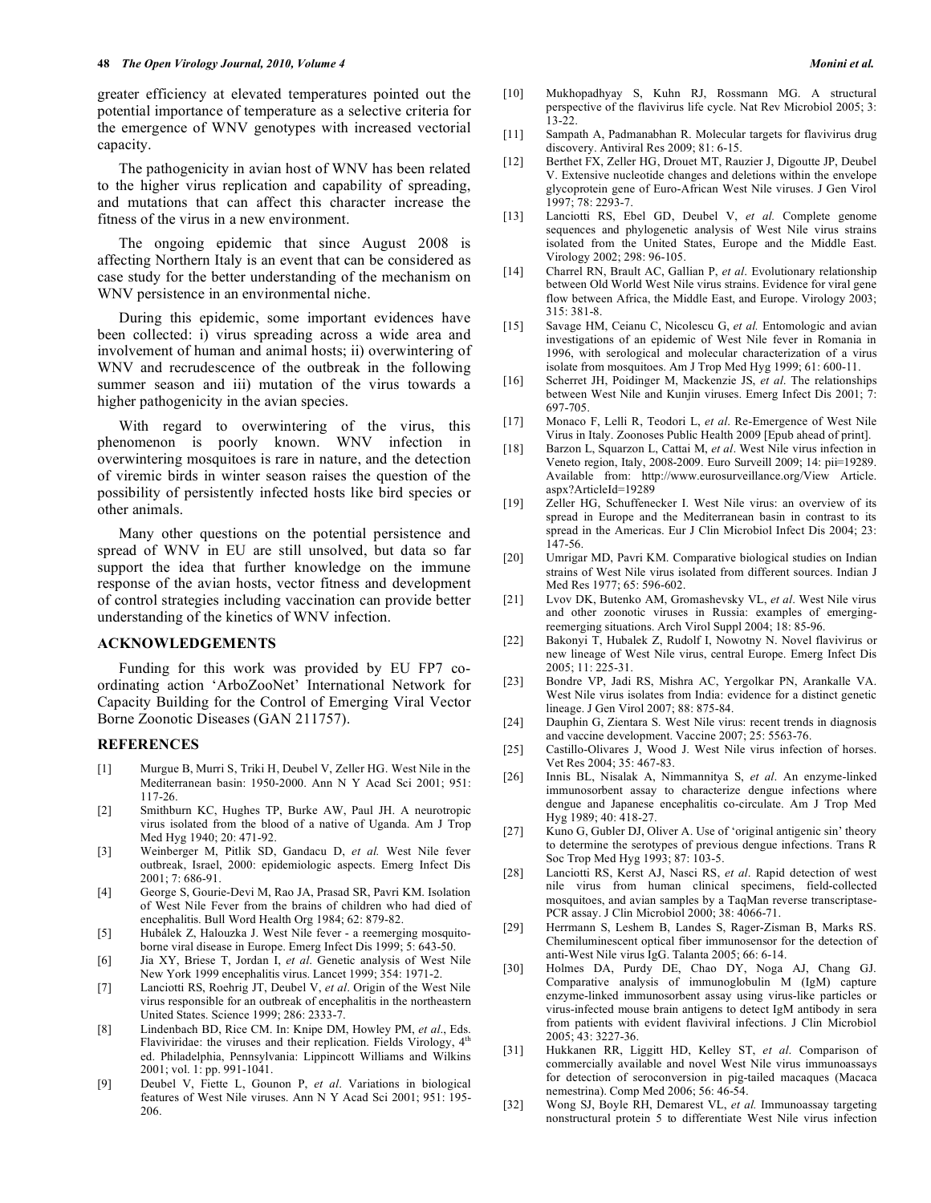greater efficiency at elevated temperatures pointed out the potential importance of temperature as a selective criteria for the emergence of WNV genotypes with increased vectorial capacity.

The pathogenicity in avian host of WNV has been related to the higher virus replication and capability of spreading, and mutations that can affect this character increase the fitness of the virus in a new environment.

The ongoing epidemic that since August 2008 is affecting Northern Italy is an event that can be considered as case study for the better understanding of the mechanism on WNV persistence in an environmental niche.

During this epidemic, some important evidences have been collected: i) virus spreading across a wide area and involvement of human and animal hosts; ii) overwintering of WNV and recrudescence of the outbreak in the following summer season and iii) mutation of the virus towards a higher pathogenicity in the avian species.

With regard to overwintering of the virus, this phenomenon is poorly known. WNV infection in overwintering mosquitoes is rare in nature, and the detection of viremic birds in winter season raises the question of the possibility of persistently infected hosts like bird species or other animals.

Many other questions on the potential persistence and spread of WNV in EU are still unsolved, but data so far support the idea that further knowledge on the immune response of the avian hosts, vector fitness and development of control strategies including vaccination can provide better understanding of the kinetics of WNV infection.

## ACKNOWLEDGEMENTS

Funding for this work was provided by EU FP7 co-ordinating action 'ArboZooNet' International Network for Capacity Building for the Control of Emerging Viral Vector Borne Zoonotic Diseases (GAN 211757).

## REFERENCES

[1] Murgue B, Murri S, Triki H, Deubel V, Zeller HG. West Nile in the Mediterranean basin: 1950-2000. Ann N Y Acad Sci 2001; 951: 117-26.

[2] Smithburn KC, Hughes TP, Burke AW, Paul JH. A neurotropic virus isolated from the blood of a native of Uganda. Am J Trop Med Hyg 1940; 20: 471-92.

[3] Weinberger M, Pitlik SD, Gandacu D, *et al.* West Nile fever outbreak, Israel, 2000: epidemiologic aspects. Emerg Infect Dis 2001; 7: 686-91.

[4] George S, Gourie-Devi M, Rao JA, Prasad SR, Pavri KM. Isolation of West Nile Fever from the brains of children who had died of encephalitis. Bull Word Health Org 1984; 62: 879-82.

[5] Hubálek Z, Halouzka J. West Nile fever - a reemerging mosquito-borne viral disease in Europe. Emerg Infect Dis 1999; 5: 643-50.

[6] Jia XY, Briese T, Jordan I, *et al.* Genetic analysis of West Nile New York 1999 encephalitis virus. Lancet 1999; 354: 1971-2.

[7] Lanciotti RS, Roehrig JT, Deubel V, *et al*. Origin of the West Nile virus responsible for an outbreak of encephalitis in the northeastern United States. Science 1999; 286: 2333-7.

[8] Lindenbach BD, Rice CM. In: Knipe DM, Howley PM, *et al*., Eds. Flaviviridae: the viruses and their replication. Fields Virology, 4th ed. Philadelphia, Pennsylvania: Lippincott Williams and Wilkins 2001; vol. 1: pp. 991-1041.

[9] Deubel V, Fiette L, Gounon P, *et al*. Variations in biological features of West Nile viruses. Ann N Y Acad Sci 2001; 951: 195-206.

[10] Mukhopadhyay S, Kuhn RJ, Rossmann MG. A structural perspective of the flavivirus life cycle. Nat Rev Microbiol 2005; 3: 13-22.

[11] Sampath A, Padmanabhan R. Molecular targets for flavivirus drug discovery. Antiviral Res 2009; 81: 6-15.

[12] Berthet FX, Zeller HG, Drouet MT, Rauzier J, Digoutte JP, Deubel V. Extensive nucleotide changes and deletions within the envelope glycoprotein gene of Euro-African West Nile viruses. J Gen Virol 1997; 78: 2293-7.

[13] Lanciotti RS, Ebel GD, Deubel V, *et al.* Complete genome sequences and phylogenetic analysis of West Nile virus strains isolated from the United States, Europe and the Middle East. Virology 2002; 298: 96-105.

[14] Charrel RN, Brault AC, Gallian P, *et al*. Evolutionary relationship between Old World West Nile virus strains. Evidence for viral gene flow between Africa, the Middle East, and Europe. Virology 2003; 315: 381-8.

[15] Savage HM, Ceianu C, Nicolescu G, *et al.* Entomologic and avian investigations of an epidemic of West Nile fever in Romania in 1996, with serological and molecular characterization of a virus isolate from mosquitoes. Am J Trop Med Hyg 1999; 61: 600-11.

[16] Scherret JH, Poidinger M, Mackenzie JS, *et al*. The relationships between West Nile and Kunjin viruses. Emerg Infect Dis 2001; 7: 697-705.

[17] Monaco F, Lelli R, Teodori L, *et al*. Re-Emergence of West Nile Virus in Italy. Zoonoses Public Health 2009 [Epub ahead of print].

[18] Barzon L, Squarzon L, Cattai M, *et al*. West Nile virus infection in Veneto region, Italy, 2008-2009. Euro Surveill 2009; 14: pii=19289. Available from: http://www.eurosurveillance.org/View Article.aspx?ArticleId=19289

[19] Zeller HG, Schuffenecker I. West Nile virus: an overview of its spread in Europe and the Mediterranean basin in contrast to its spread in the Americas. Eur J Clin Microbiol Infect Dis 2004; 23: 147-56.

[20] Umrigar MD, Pavri KM. Comparative biological studies on Indian strains of West Nile virus isolated from different sources. Indian J Med Res 1977; 65: 596-602.

[21] Lvov DK, Butenko AM, Gromashevsky VL, *et al*. West Nile virus and other zoonotic viruses in Russia: examples of emerging-reemerging situations. Arch Virol Suppl 2004; 18: 85-96.

[22] Bakonyi T, Hubalek Z, Rudolf I, Nowotny N. Novel flavivirus or new lineage of West Nile virus, central Europe. Emerg Infect Dis 2005; 11: 225-31.

[23] Bondre VP, Jadi RS, Mishra AC, Yergolkar PN, Arankalle VA. West Nile virus isolates from India: evidence for a distinct genetic lineage. J Gen Virol 2007; 88: 875-84.

[24] Dauphin G, Zientara S. West Nile virus: recent trends in diagnosis and vaccine development. Vaccine 2007; 25: 5563-76.

[25] Castillo-Olivares J, Wood J. West Nile virus infection of horses. Vet Res 2004; 35: 467-83.

[26] Innis BL, Nisalak A, Nimmannitya S, *et al*. An enzyme-linked immunosorbent assay to characterize dengue infections where dengue and Japanese encephalitis co-circulate. Am J Trop Med Hyg 1989; 40: 418-27.

[27] Kuno G, Gubler DJ, Oliver A. Use of 'original antigenic sin' theory to determine the serotypes of previous dengue infections. Trans R Soc Trop Med Hyg 1993; 87: 103-5.

[28] Lanciotti RS, Kerst AJ, Nasci RS, *et al*. Rapid detection of west nile virus from human clinical specimens, field-collected mosquitoes, and avian samples by a TaqMan reverse transcriptase-PCR assay. J Clin Microbiol 2000; 38: 4066-71.

[29] Herrmann S, Leshem B, Landes S, Rager-Zisman B, Marks RS. Chemiluminescent optical fiber immunosensor for the detection of anti-West Nile virus IgG. Talanta 2005; 66: 6-14.

[30] Holmes DA, Purdy DE, Chao DY, Noga AJ, Chang GJ. Comparative analysis of immunoglobulin M (IgM) capture enzyme-linked immunosorbent assay using virus-like particles or virus-infected mouse brain antigens to detect IgM antibody in sera from patients with evident flaviviral infections. J Clin Microbiol 2005; 43: 3227-36.

[31] Hukkanen RR, Liggitt HD, Kelley ST, *et al*. Comparison of commercially available and novel West Nile virus immunoassays for detection of seroconversion in pig-tailed macaques (Macaca nemestrina). Comp Med 2006; 56: 46-54.

[32] Wong SJ, Boyle RH, Demarest VL, *et al.* Immunoassay targeting nonstructural protein 5 to differentiate West Nile virus infection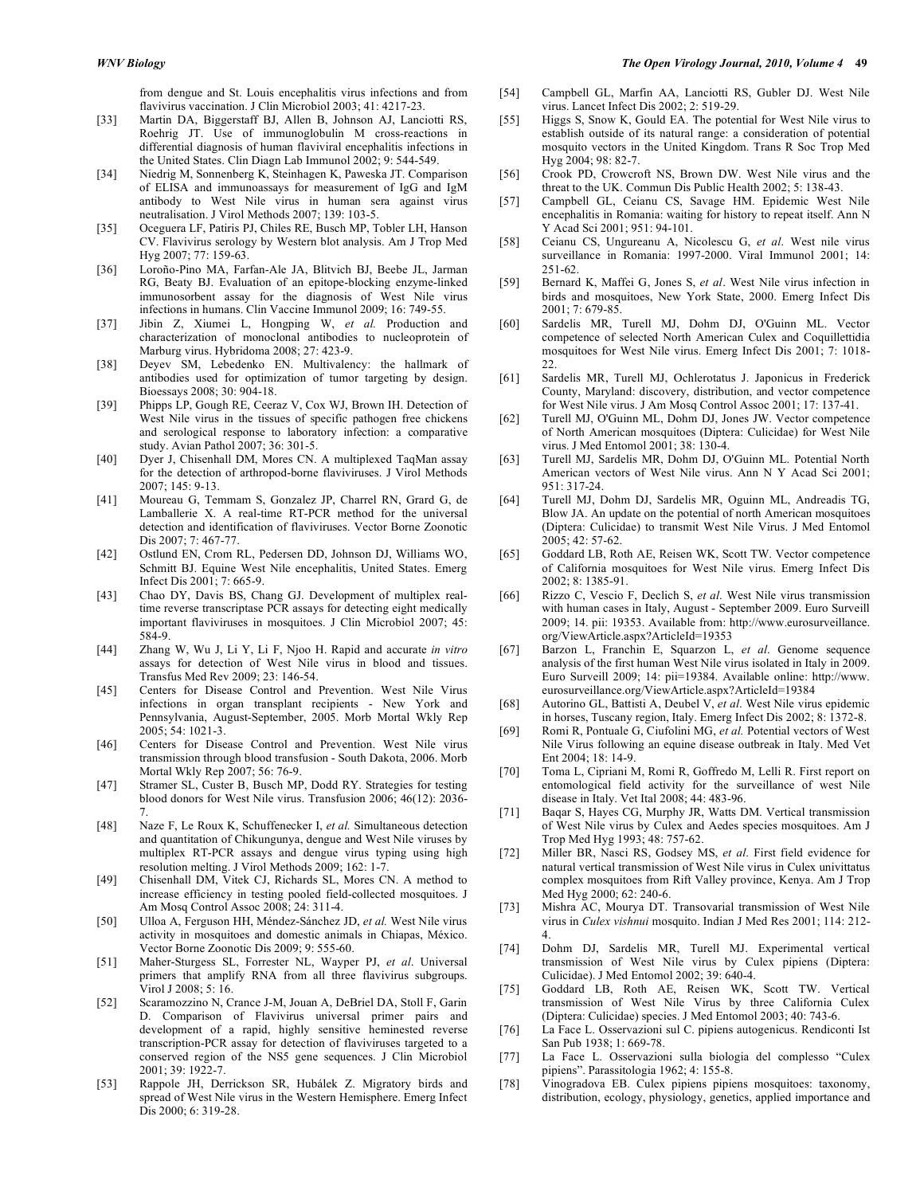from dengue and St. Louis encephalitis virus infections and from flavivirus vaccination. J Clin Microbiol 2003; 41: 4217-23.

[33] Martin DA, Biggerstaff BJ, Allen B, Johnson AJ, Lanciotti RS, Roehrig JT. Use of immunoglobulin M cross-reactions in differential diagnosis of human flaviviral encephalitis infections in the United States. Clin Diagn Lab Immunol 2002; 9: 544-549.

[34] Niedrig M, Sonnenberg K, Steinhagen K, Paweska JT. Comparison of ELISA and immunoassays for measurement of IgG and IgM antibody to West Nile virus in human sera against virus neutralisation. J Virol Methods 2007; 139: 103-5.

[35] Oceguera LF, Patiris PJ, Chiles RE, Busch MP, Tobler LH, Hanson CV. Flavivirus serology by Western blot analysis. Am J Trop Med Hyg 2007; 77: 159-63.

[36] Loroño-Pino MA, Farfan-Ale JA, Blitvich BJ, Beebe JL, Jarman RG, Beaty BJ. Evaluation of an epitope-blocking enzyme-linked immunosorbent assay for the diagnosis of West Nile virus infections in humans. Clin Vaccine Immunol 2009; 16: 749-55.

[37] Jibin Z, Xiumei L, Hongping W, *et al.* Production and characterization of monoclonal antibodies to nucleoprotein of Marburg virus. Hybridoma 2008; 27: 423-9.

[38] Deyev SM, Lebedenko EN. Multivalency: the hallmark of antibodies used for optimization of tumor targeting by design. Bioessays 2008; 30: 904-18.

[39] Phipps LP, Gough RE, Ceeraz V, Cox WJ, Brown IH. Detection of West Nile virus in the tissues of specific pathogen free chickens and serological response to laboratory infection: a comparative study. Avian Pathol 2007; 36: 301-5.

[40] Dyer J, Chisenhall DM, Mores CN. A multiplexed TaqMan assay for the detection of arthropod-borne flaviviruses. J Virol Methods 2007; 145: 9-13.

[41] Moureau G, Temmam S, Gonzalez JP, Charrel RN, Grard G, de Lamballerie X. A real-time RT-PCR method for the universal detection and identification of flaviviruses. Vector Borne Zoonotic Dis 2007; 7: 467-77.

[42] Ostlund EN, Crom RL, Pedersen DD, Johnson DJ, Williams WO, Schmitt BJ. Equine West Nile encephalitis, United States. Emerg Infect Dis 2001; 7: 665-9.

[43] Chao DY, Davis BS, Chang GJ. Development of multiplex real-time reverse transcriptase PCR assays for detecting eight medically important flaviviruses in mosquitoes. J Clin Microbiol 2007; 45: 584-9.

[44] Zhang W, Wu J, Li Y, Li F, Njoo H. Rapid and accurate *in vitro* assays for detection of West Nile virus in blood and tissues. Transfus Med Rev 2009; 23: 146-54.

[45] Centers for Disease Control and Prevention. West Nile Virus infections in organ transplant recipients - New York and Pennsylvania, August-September, 2005. Morb Mortal Wkly Rep 2005; 54: 1021-3.

[46] Centers for Disease Control and Prevention. West Nile virus transmission through blood transfusion - South Dakota, 2006. Morb Mortal Wkly Rep 2007; 56: 76-9.

[47] Stramer SL, Custer B, Busch MP, Dodd RY. Strategies for testing blood donors for West Nile virus. Transfusion 2006; 46(12): 2036-7.

[48] Naze F, Le Roux K, Schuffenecker I, *et al.* Simultaneous detection and quantitation of Chikungunya, dengue and West Nile viruses by multiplex RT-PCR assays and dengue virus typing using high resolution melting. J Virol Methods 2009; 162: 1-7.

[49] Chisenhall DM, Vitek CJ, Richards SL, Mores CN. A method to increase efficiency in testing pooled field-collected mosquitoes. J Am Mosq Control Assoc 2008; 24: 311-4.

[50] Ulloa A, Ferguson HH, Méndez-Sánchez JD, *et al.* West Nile virus activity in mosquitoes and domestic animals in Chiapas, México. Vector Borne Zoonotic Dis 2009; 9: 555-60.

[51] Maher-Sturgess SL, Forrester NL, Wayper PJ, *et al*. Universal primers that amplify RNA from all three flavivirus subgroups. Virol J 2008; 5: 16.

[52] Scaramozzino N, Crance J-M, Jouan A, DeBriel DA, Stoll F, Garin D. Comparison of Flavivirus universal primer pairs and development of a rapid, highly sensitive heminested reverse transcription-PCR assay for detection of flaviviruses targeted to a conserved region of the NS5 gene sequences. J Clin Microbiol 2001; 39: 1922-7.

[53] Rappole JH, Derrickson SR, Hubálek Z. Migratory birds and spread of West Nile virus in the Western Hemisphere. Emerg Infect Dis 2000; 6: 319-28.

[54] Campbell GL, Marfin AA, Lanciotti RS, Gubler DJ. West Nile virus. Lancet Infect Dis 2002; 2: 519-29.

[55] Higgs S, Snow K, Gould EA. The potential for West Nile virus to establish outside of its natural range: a consideration of potential mosquito vectors in the United Kingdom. Trans R Soc Trop Med Hyg 2004; 98: 82-7.

[56] Crook PD, Crowcroft NS, Brown DW. West Nile virus and the threat to the UK. Commun Dis Public Health 2002; 5: 138-43.

[57] Campbell GL, Ceianu CS, Savage HM. Epidemic West Nile encephalitis in Romania: waiting for history to repeat itself. Ann N Y Acad Sci 2001; 951: 94-101.

[58] Ceianu CS, Ungureanu A, Nicolescu G, *et al.* West nile virus surveillance in Romania: 1997-2000. Viral Immunol 2001; 14: 251-62.

[59] Bernard K, Maffei G, Jones S, *et al*. West Nile virus infection in birds and mosquitoes, New York State, 2000. Emerg Infect Dis 2001; 7: 679-85.

[60] Sardelis MR, Turell MJ, Dohm DJ, O'Guinn ML. Vector competence of selected North American Culex and Coquillettidia mosquitoes for West Nile virus. Emerg Infect Dis 2001; 7: 1018-22.

[61] Sardelis MR, Turell MJ, Ochlerotatus J. Japonicus in Frederick County, Maryland: discovery, distribution, and vector competence for West Nile virus. J Am Mosq Control Assoc 2001; 17: 137-41.

[62] Turell MJ, O'Guinn ML, Dohm DJ, Jones JW. Vector competence of North American mosquitoes (Diptera: Culicidae) for West Nile virus. J Med Entomol 2001; 38: 130-4.

[63] Turell MJ, Sardelis MR, Dohm DJ, O'Guinn ML. Potential North American vectors of West Nile virus. Ann N Y Acad Sci 2001; 951: 317-24.

[64] Turell MJ, Dohm DJ, Sardelis MR, Oguinn ML, Andreadis TG, Blow JA. An update on the potential of north American mosquitoes (Diptera: Culicidae) to transmit West Nile Virus. J Med Entomol 2005; 42: 57-62.

[65] Goddard LB, Roth AE, Reisen WK, Scott TW. Vector competence of California mosquitoes for West Nile virus. Emerg Infect Dis 2002; 8: 1385-91.

[66] Rizzo C, Vescio F, Declich S, *et al*. West Nile virus transmission with human cases in Italy, August - September 2009. Euro Surveill 2009; 14. pii: 19353. Available from: http://www.eurosurveillance.org/ViewArticle.aspx?ArticleId=19353

[67] Barzon L, Franchin E, Squarzon L, *et al*. Genome sequence analysis of the first human West Nile virus isolated in Italy in 2009. Euro Surveill 2009; 14: pii=19384. Available online: http://www.eurosurveillance.org/ViewArticle.aspx?ArticleId=19384

[68] Autorino GL, Battisti A, Deubel V, *et al*. West Nile virus epidemic in horses, Tuscany region, Italy. Emerg Infect Dis 2002; 8: 1372-8.

[69] Romi R, Pontuale G, Ciufolini MG, *et al.* Potential vectors of West Nile Virus following an equine disease outbreak in Italy. Med Vet Ent 2004; 18: 14-9.

[70] Toma L, Cipriani M, Romi R, Goffredo M, Lelli R. First report on entomological field activity for the surveillance of west Nile disease in Italy. Vet Ital 2008; 44: 483-96.

[71] Baqar S, Hayes CG, Murphy JR, Watts DM. Vertical transmission of West Nile virus by Culex and Aedes species mosquitoes. Am J Trop Med Hyg 1993; 48: 757-62.

[72] Miller BR, Nasci RS, Godsey MS, *et al*. First field evidence for natural vertical transmission of West Nile virus in Culex univittatus complex mosquitoes from Rift Valley province, Kenya. Am J Trop Med Hyg 2000; 62: 240-6.

[73] Mishra AC, Mourya DT. Transovarial transmission of West Nile virus in *Culex vishnui* mosquito. Indian J Med Res 2001; 114: 212-4.

[74] Dohm DJ, Sardelis MR, Turell MJ. Experimental vertical transmission of West Nile virus by Culex pipiens (Diptera: Culicidae). J Med Entomol 2002; 39: 640-4.

[75] Goddard LB, Roth AE, Reisen WK, Scott TW. Vertical transmission of West Nile Virus by three California Culex (Diptera: Culicidae) species. J Med Entomol 2003; 40: 743-6.

[76] La Face L. Osservazioni sul C. pipiens autogenicus. Rendiconti Ist San Pub 1938; 1: 669-78.

[77] La Face L. Osservazioni sulla biologia del complesso "Culex pipiens". Parassitologia 1962; 4: 155-8.

[78] Vinogradova EB. Culex pipiens pipiens mosquitoes: taxonomy, distribution, ecology, physiology, genetics, applied importance and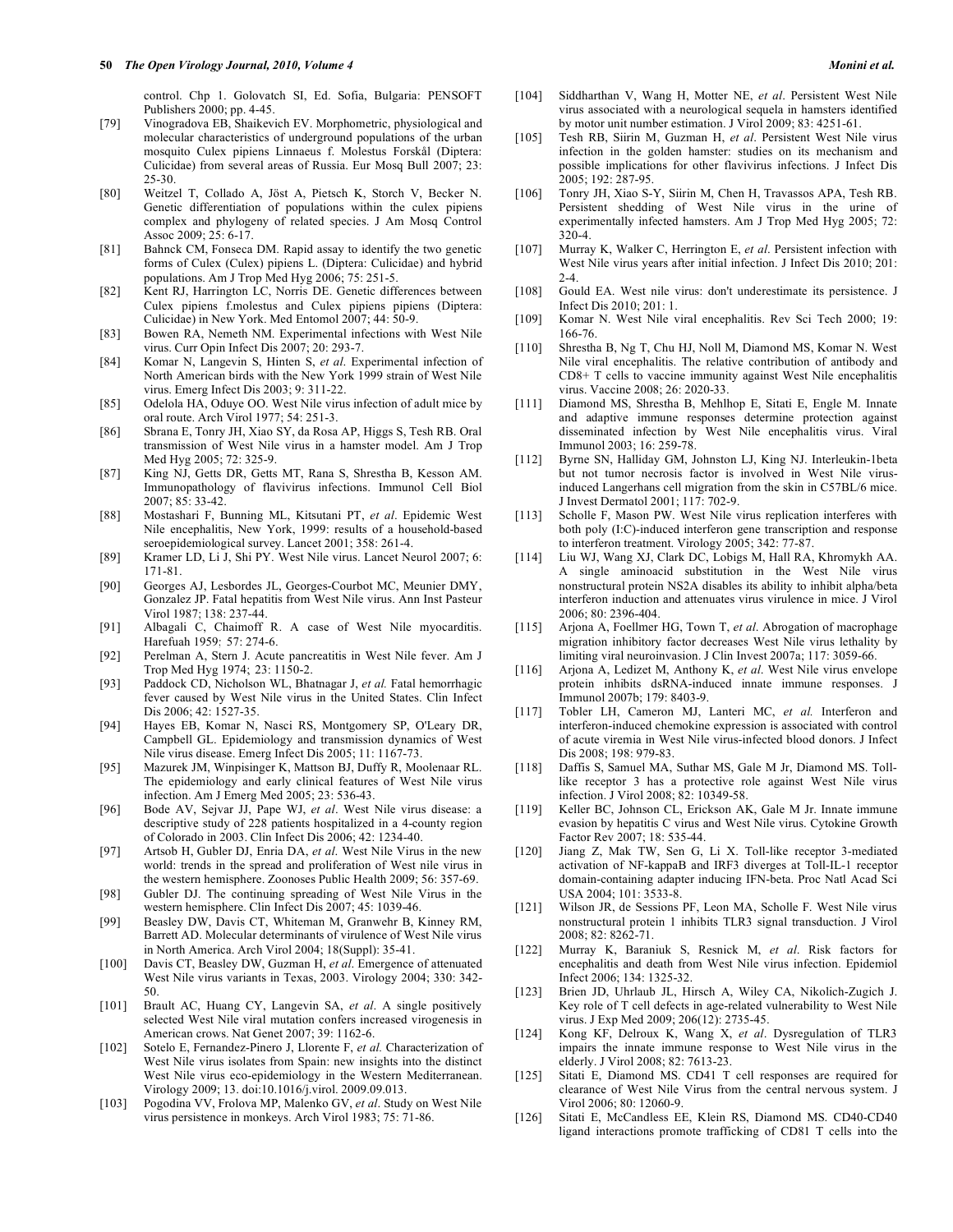control. Chp 1. Golovatch SI, Ed. Sofia, Bulgaria: PENSOFT Publishers 2000; pp. 4-45.

[79] Vinogradova EB, Shaikevich EV. Morphometric, physiological and molecular characteristics of underground populations of the urban mosquito Culex pipiens Linnaeus f. Molestus Forskål (Diptera: Culicidae) from several areas of Russia. Eur Mosq Bull 2007; 23: 25-30.

[80] Weitzel T, Collado A, Jöst A, Pietsch K, Storch V, Becker N. Genetic differentiation of populations within the culex pipiens complex and phylogeny of related species. J Am Mosq Control Assoc 2009; 25: 6-17.

[81] Bahnck CM, Fonseca DM. Rapid assay to identify the two genetic forms of Culex (Culex) pipiens L. (Diptera: Culicidae) and hybrid populations. Am J Trop Med Hyg 2006; 75: 251-5.

[82] Kent RJ, Harrington LC, Norris DE. Genetic differences between Culex pipiens f.molestus and Culex pipiens pipiens (Diptera: Culicidae) in New York. Med Entomol 2007; 44: 50-9.

[83] Bowen RA, Nemeth NM. Experimental infections with West Nile virus. Curr Opin Infect Dis 2007; 20: 293-7.

[84] Komar N, Langevin S, Hinten S, *et al*. Experimental infection of North American birds with the New York 1999 strain of West Nile virus. Emerg Infect Dis 2003; 9: 311-22.

[85] Odelola HA, Oduye OO. West Nile virus infection of adult mice by oral route. Arch Virol 1977; 54: 251-3.

[86] Sbrana E, Tonry JH, Xiao SY, da Rosa AP, Higgs S, Tesh RB. Oral transmission of West Nile virus in a hamster model. Am J Trop Med Hyg 2005; 72: 325-9.

[87] King NJ, Getts DR, Getts MT, Rana S, Shrestha B, Kesson AM. Immunopathology of flavivirus infections. Immunol Cell Biol 2007; 85: 33-42.

[88] Mostashari F, Bunning ML, Kitsutani PT, *et al*. Epidemic West Nile encephalitis, New York, 1999: results of a household-based seroepidemiological survey. Lancet 2001; 358: 261-4.

[89] Kramer LD, Li J, Shi PY. West Nile virus. Lancet Neurol 2007; 6: 171-81.

[90] Georges AJ, Lesbordes JL, Georges-Courbot MC, Meunier DMY, Gonzalez JP. Fatal hepatitis from West Nile virus. Ann Inst Pasteur Virol 1987; 138: 237-44.

[91] Albagali C, Chaimoff R. A case of West Nile myocarditis. Harefuah 1959: 57: 274-6.

[92] Perelman A, Stern J. Acute pancreatitis in West Nile fever. Am J Trop Med Hyg 1974; 23: 1150-2.

[93] Paddock CD, Nicholson WL, Bhatnagar J, *et al.* Fatal hemorrhagic fever caused by West Nile virus in the United States. Clin Infect Dis 2006; 42: 1527-35.

[94] Hayes EB, Komar N, Nasci RS, Montgomery SP, O'Leary DR, Campbell GL. Epidemiology and transmission dynamics of West Nile virus disease. Emerg Infect Dis 2005; 11: 1167-73.

[95] Mazurek JM, Winpisinger K, Mattson BJ, Duffy R, Moolenaar RL. The epidemiology and early clinical features of West Nile virus infection. Am J Emerg Med 2005; 23: 536-43.

[96] Bode AV, Sejvar JJ, Pape WJ, *et al*. West Nile virus disease: a descriptive study of 228 patients hospitalized in a 4-county region of Colorado in 2003. Clin Infect Dis 2006; 42: 1234-40.

[97] Artsob H, Gubler DJ, Enria DA, *et al*. West Nile Virus in the new world: trends in the spread and proliferation of West nile virus in the western hemisphere. Zoonoses Public Health 2009; 56: 357-69.

[98] Gubler DJ. The continuing spreading of West Nile Virus in the western hemisphere. Clin Infect Dis 2007; 45: 1039-46.

[99] Beasley DW, Davis CT, Whiteman M, Granwehr B, Kinney RM, Barrett AD. Molecular determinants of virulence of West Nile virus in North America. Arch Virol 2004; 18(Suppl): 35-41.

[100] Davis CT, Beasley DW, Guzman H, *et al*. Emergence of attenuated West Nile virus variants in Texas, 2003. Virology 2004; 330: 342-50.

[101] Brault AC, Huang CY, Langevin SA, *et al*. A single positively selected West Nile viral mutation confers increased virogenesis in American crows. Nat Genet 2007; 39: 1162-6.

[102] Sotelo E, Fernandez-Pinero J, Llorente F, *et al.* Characterization of West Nile virus isolates from Spain: new insights into the distinct West Nile virus eco-epidemiology in the Western Mediterranean. Virology 2009; 13. doi:10.1016/j.virol. 2009.09.013.

[103] Pogodina VV, Frolova MP, Malenko GV, *et al*. Study on West Nile virus persistence in monkeys. Arch Virol 1983; 75: 71-86.

[104] Siddharthan V, Wang H, Motter NE, *et al*. Persistent West Nile virus associated with a neurological sequela in hamsters identified by motor unit number estimation. J Virol 2009; 83: 4251-61.

[105] Tesh RB, Siirin M, Guzman H, *et al*. Persistent West Nile virus infection in the golden hamster: studies on its mechanism and possible implications for other flavivirus infections. J Infect Dis 2005; 192: 287-95.

[106] Tonry JH, Xiao S-Y, Siirin M, Chen H, Travassos APA, Tesh RB. Persistent shedding of West Nile virus in the urine of experimentally infected hamsters. Am J Trop Med Hyg 2005; 72: 320-4.

[107] Murray K, Walker C, Herrington E, *et al*. Persistent infection with West Nile virus years after initial infection. J Infect Dis 2010; 201: 2-4.

[108] Gould EA. West nile virus: don't underestimate its persistence. J Infect Dis 2010; 201: 1.

[109] Komar N. West Nile viral encephalitis. Rev Sci Tech 2000; 19: 166-76.

[110] Shrestha B, Ng T, Chu HJ, Noll M, Diamond MS, Komar N. West Nile viral encephalitis. The relative contribution of antibody and CD8+ T cells to vaccine immunity against West Nile encephalitis virus. Vaccine 2008; 26: 2020-33.

[111] Diamond MS, Shrestha B, Mehlhop E, Sitati E, Engle M. Innate and adaptive immune responses determine protection against disseminated infection by West Nile encephalitis virus. Viral Immunol 2003; 16: 259-78.

[112] Byrne SN, Halliday GM, Johnston LJ, King NJ. Interleukin-1beta but not tumor necrosis factor is involved in West Nile virus-induced Langerhans cell migration from the skin in C57BL/6 mice. J Invest Dermatol 2001; 117: 702-9.

[113] Scholle F, Mason PW. West Nile virus replication interferes with both poly (I:C)-induced interferon gene transcription and response to interferon treatment. Virology 2005; 342: 77-87.

[114] Liu WJ, Wang XJ, Clark DC, Lobigs M, Hall RA, Khromykh AA. A single aminoacid substitution in the West Nile virus nonstructural protein NS2A disables its ability to inhibit alpha/beta interferon induction and attenuates virus virulence in mice. J Virol 2006; 80: 2396-404.

[115] Arjona A, Foellmer HG, Town T, *et al*. Abrogation of macrophage migration inhibitory factor decreases West Nile virus lethality by limiting viral neuroinvasion. J Clin Invest 2007a; 117: 3059-66.

[116] Arjona A, Ledizet M, Anthony K, *et al*. West Nile virus envelope protein inhibits dsRNA-induced innate immune responses. J Immunol 2007b; 179: 8403-9.

[117] Tobler LH, Cameron MJ, Lanteri MC, *et al.* Interferon and interferon-induced chemokine expression is associated with control of acute viremia in West Nile virus-infected blood donors. J Infect Dis 2008; 198: 979-83.

[118] Daffis S, Samuel MA, Suthar MS, Gale M Jr, Diamond MS. Toll-like receptor 3 has a protective role against West Nile virus infection. J Virol 2008; 82: 10349-58.

[119] Keller BC, Johnson CL, Erickson AK, Gale M Jr. Innate immune evasion by hepatitis C virus and West Nile virus. Cytokine Growth Factor Rev 2007; 18: 535-44.

[120] Jiang Z, Mak TW, Sen G, Li X. Toll-like receptor 3-mediated activation of NF-kappaB and IRF3 diverges at Toll-IL-1 receptor domain-containing adapter inducing IFN-beta. Proc Natl Acad Sci USA 2004; 101: 3533-8.

[121] Wilson JR, de Sessions PF, Leon MA, Scholle F. West Nile virus nonstructural protein 1 inhibits TLR3 signal transduction. J Virol 2008; 82: 8262-71.

[122] Murray K, Baraniuk S, Resnick M, *et al.* Risk factors for encephalitis and death from West Nile virus infection. Epidemiol Infect 2006; 134: 1325-32.

[123] Brien JD, Uhrlaub JL, Hirsch A, Wiley CA, Nikolich-Zugich J. Key role of T cell defects in age-related vulnerability to West Nile virus. J Exp Med 2009; 206(12): 2735-45.

[124] Kong KF, Delroux K, Wang X, *et al*. Dysregulation of TLR3 impairs the innate immune response to West Nile virus in the elderly. J Virol 2008; 82: 7613-23.

[125] Sitati E, Diamond MS. CD41 T cell responses are required for clearance of West Nile Virus from the central nervous system. J Virol 2006; 80: 12060-9.

[126] Sitati E, McCandless EE, Klein RS, Diamond MS. CD40-CD40 ligand interactions promote trafficking of CD81 T cells into the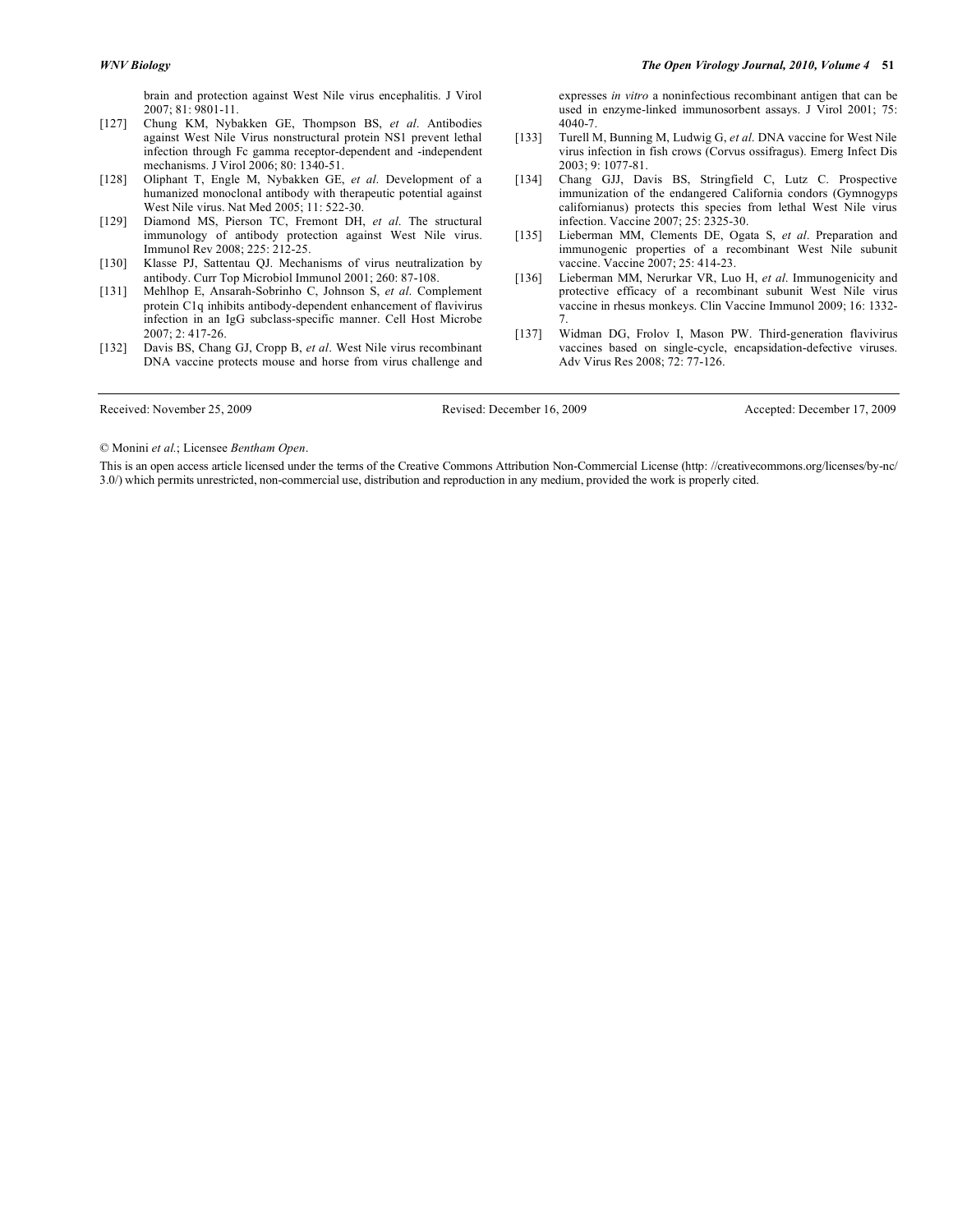brain and protection against West Nile virus encephalitis. J Virol 2007; 81: 9801-11.

[127] Chung KM, Nybakken GE, Thompson BS, *et al*. Antibodies against West Nile Virus nonstructural protein NS1 prevent lethal infection through Fc gamma receptor-dependent and -independent mechanisms. J Virol 2006; 80: 1340-51.

[128] Oliphant T, Engle M, Nybakken GE, *et al*. Development of a humanized monoclonal antibody with therapeutic potential against West Nile virus. Nat Med 2005; 11: 522-30.

[129] Diamond MS, Pierson TC, Fremont DH, *et al*. The structural immunology of antibody protection against West Nile virus. Immunol Rev 2008; 225: 212-25.

[130] Klasse PJ, Sattentau QJ. Mechanisms of virus neutralization by antibody. Curr Top Microbiol Immunol 2001; 260: 87-108.

[131] Mehlhop E, Ansarah-Sobrinho C, Johnson S, *et al*. Complement protein C1q inhibits antibody-dependent enhancement of flavivirus infection in an IgG subclass-specific manner. Cell Host Microbe 2007; 2: 417-26.

[132] Davis BS, Chang GJ, Cropp B, *et al*. West Nile virus recombinant DNA vaccine protects mouse and horse from virus challenge and expresses *in vitro* a noninfectious recombinant antigen that can be used in enzyme-linked immunosorbent assays. J Virol 2001; 75: 4040-7.

[133] Turell M, Bunning M, Ludwig G, *et al*. DNA vaccine for West Nile virus infection in fish crows (Corvus ossifragus). Emerg Infect Dis 2003; 9: 1077-81.

[134] Chang GJJ, Davis BS, Stringfield C, Lutz C. Prospective immunization of the endangered California condors (Gymnogyps californianus) protects this species from lethal West Nile virus infection. Vaccine 2007; 25: 2325-30.

[135] Lieberman MM, Clements DE, Ogata S, *et al*. Preparation and immunogenic properties of a recombinant West Nile subunit vaccine. Vaccine 2007; 25: 414-23.

[136] Lieberman MM, Nerurkar VR, Luo H, *et al*. Immunogenicity and protective efficacy of a recombinant subunit West Nile virus vaccine in rhesus monkeys. Clin Vaccine Immunol 2009; 16: 1332-7.

[137] Widman DG, Frolov I, Mason PW. Third-generation flavivirus vaccines based on single-cycle, encapsidation-defective viruses. Adv Virus Res 2008; 72: 77-126.

---

Received: November 25, 2009　　Revised: December 16, 2009　　Accepted: December 17, 2009

© Monini *et al.*; Licensee *Bentham Open*.

This is an open access article licensed under the terms of the Creative Commons Attribution Non-Commercial License (http: //creativecommons.org/licenses/by-nc/3.0/) which permits unrestricted, non-commercial use, distribution and reproduction in any medium, provided the work is properly cited.